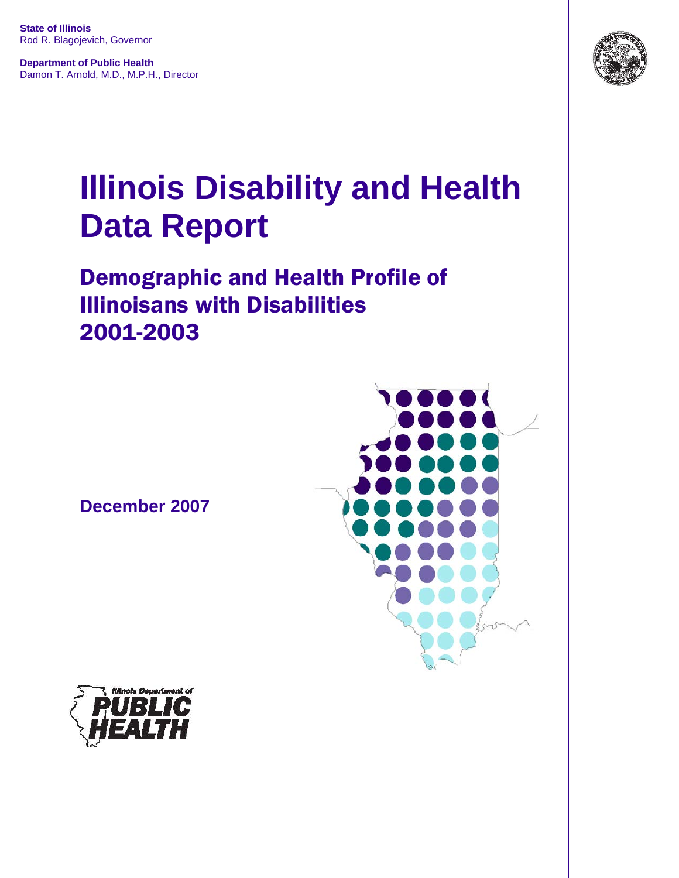**State of Illinois**
Rod R. Blagojevich, Governor

**Department of Public Health**
Damon T. Arnold, M.D., M.P.H., Director

# Illinois Disability and Health Data Report

## Demographic and Health Profile of Illinoisans with Disabilities 2001-2003

**December 2007**

Illinois Department of
PUBLIC HEALTH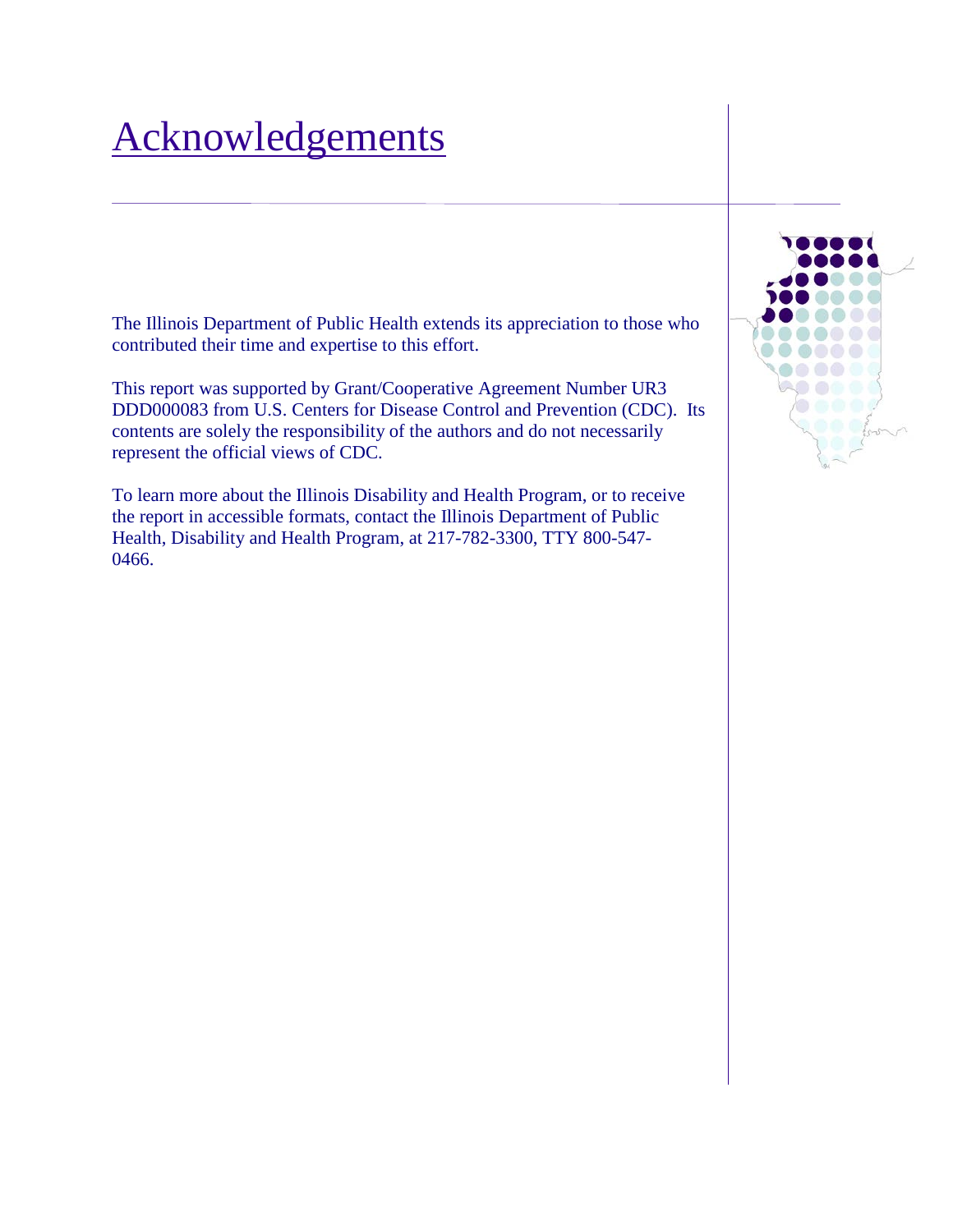# Acknowledgements

The Illinois Department of Public Health extends its appreciation to those who contributed their time and expertise to this effort.

This report was supported by Grant/Cooperative Agreement Number UR3 DDD000083 from U.S. Centers for Disease Control and Prevention (CDC). Its contents are solely the responsibility of the authors and do not necessarily represent the official views of CDC.

To learn more about the Illinois Disability and Health Program, or to receive the report in accessible formats, contact the Illinois Department of Public Health, Disability and Health Program, at 217-782-3300, TTY 800-547-0466.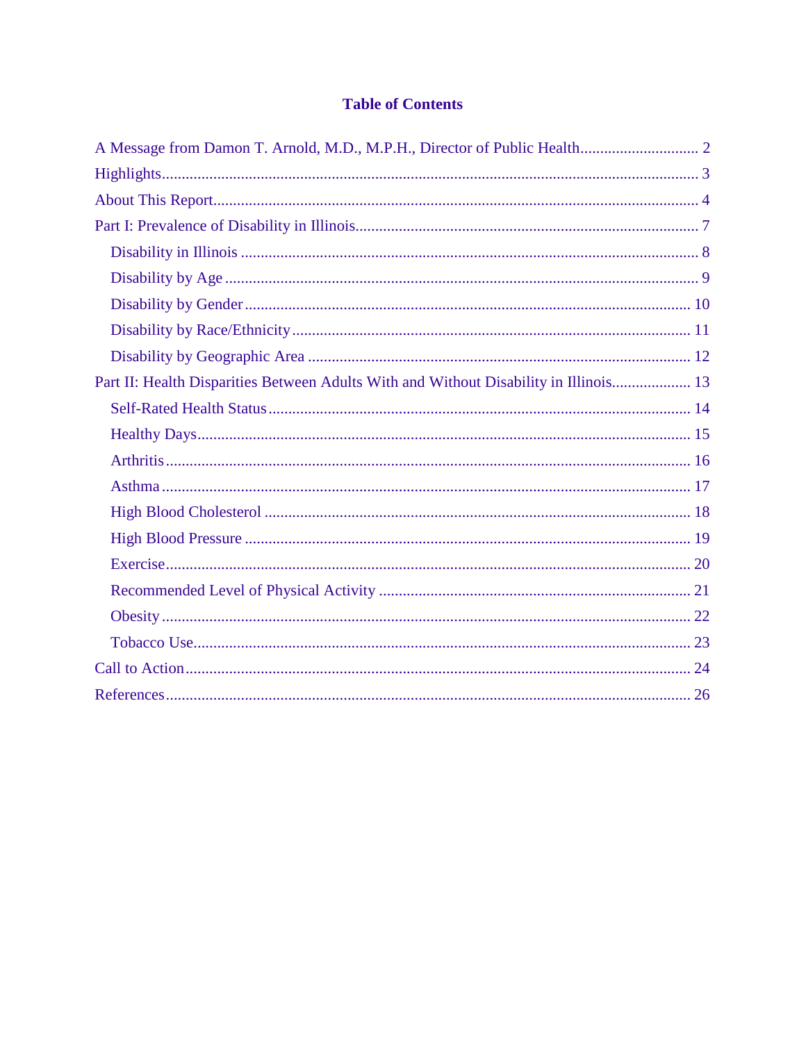# Table of Contents

A Message from Damon T. Arnold, M.D., M.P.H., Director of Public Health .............................. 2

Highlights ........................................................................................................................ 3

About This Report ............................................................................................................. 4

Part I: Prevalence of Disability in Illinois ........................................................................ 7

- Disability in Illinois ...................................................................................................... 8
- Disability by Age .......................................................................................................... 9
- Disability by Gender ................................................................................................... 10
- Disability by Race/Ethnicity ....................................................................................... 11
- Disability by Geographic Area ................................................................................... 12

Part II: Health Disparities Between Adults With and Without Disability in Illinois .................... 13

- Self-Rated Health Status ............................................................................................ 14
- Healthy Days .............................................................................................................. 15
- Arthritis ...................................................................................................................... 16
- Asthma ....................................................................................................................... 17
- High Blood Cholesterol .............................................................................................. 18
- High Blood Pressure ................................................................................................... 19
- Exercise ...................................................................................................................... 20
- Recommended Level of Physical Activity ................................................................. 21
- Obesity ....................................................................................................................... 22
- Tobacco Use ............................................................................................................... 23

Call to Action .................................................................................................................. 24

References ....................................................................................................................... 26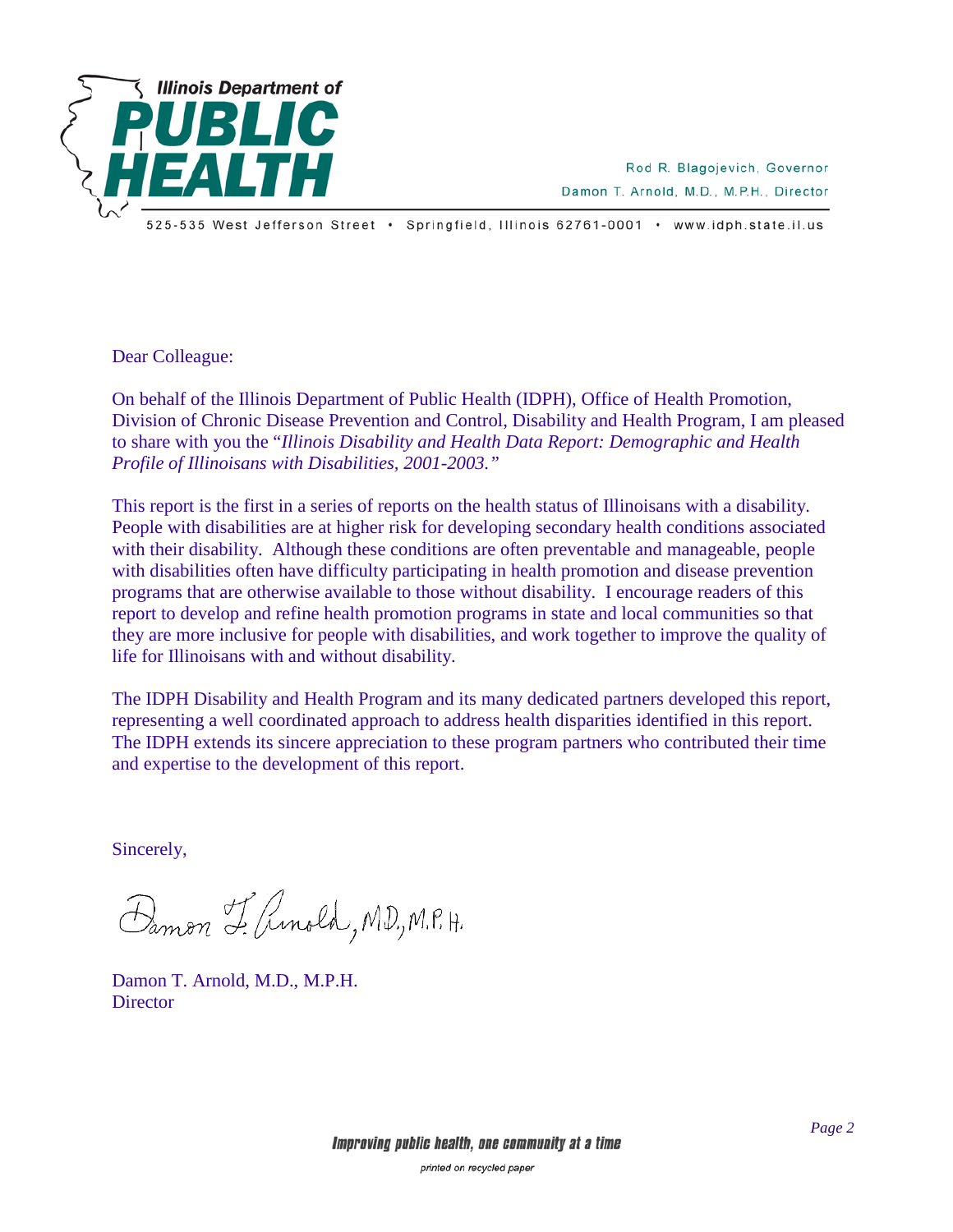Illinois Department of

PUBLIC HEALTH

Rod R. Blagojevich, Governor
Damon T. Arnold, M.D., M.P.H., Director

525-535 West Jefferson Street • Springfield, Illinois 62761-0001 • www.idph.state.il.us

Dear Colleague:

On behalf of the Illinois Department of Public Health (IDPH), Office of Health Promotion, Division of Chronic Disease Prevention and Control, Disability and Health Program, I am pleased to share with you the "*Illinois Disability and Health Data Report: Demographic and Health Profile of Illinoisans with Disabilities, 2001-2003.*"

This report is the first in a series of reports on the health status of Illinoisans with a disability. People with disabilities are at higher risk for developing secondary health conditions associated with their disability. Although these conditions are often preventable and manageable, people with disabilities often have difficulty participating in health promotion and disease prevention programs that are otherwise available to those without disability. I encourage readers of this report to develop and refine health promotion programs in state and local communities so that they are more inclusive for people with disabilities, and work together to improve the quality of life for Illinoisans with and without disability.

The IDPH Disability and Health Program and its many dedicated partners developed this report, representing a well coordinated approach to address health disparities identified in this report. The IDPH extends its sincere appreciation to these program partners who contributed their time and expertise to the development of this report.

Sincerely,

Damon T. Arnold, M.D., M.P.H.

Damon T. Arnold, M.D., M.P.H.
Director

*Improving public health, one community at a time*

*printed on recycled paper*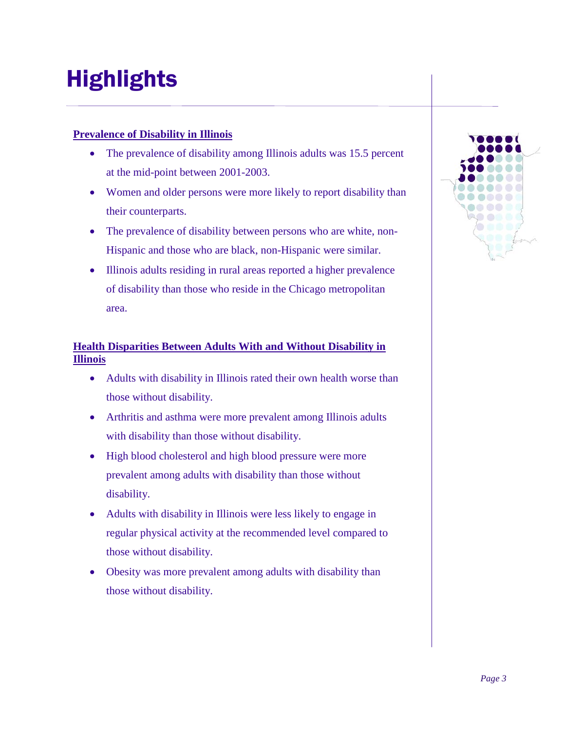# Highlights

## Prevalence of Disability in Illinois

- The prevalence of disability among Illinois adults was 15.5 percent at the mid-point between 2001-2003.
- Women and older persons were more likely to report disability than their counterparts.
- The prevalence of disability between persons who are white, non-Hispanic and those who are black, non-Hispanic were similar.
- Illinois adults residing in rural areas reported a higher prevalence of disability than those who reside in the Chicago metropolitan area.

## Health Disparities Between Adults With and Without Disability in Illinois

- Adults with disability in Illinois rated their own health worse than those without disability.
- Arthritis and asthma were more prevalent among Illinois adults with disability than those without disability.
- High blood cholesterol and high blood pressure were more prevalent among adults with disability than those without disability.
- Adults with disability in Illinois were less likely to engage in regular physical activity at the recommended level compared to those without disability.
- Obesity was more prevalent among adults with disability than those without disability.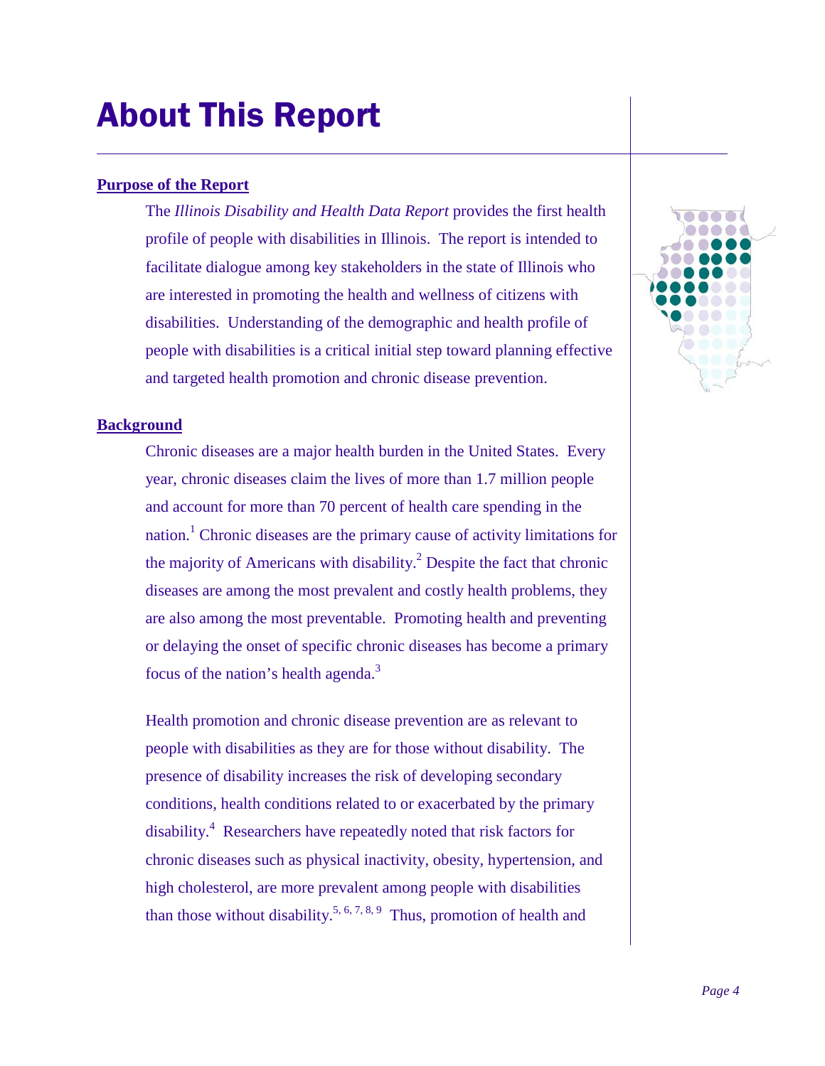# About This Report

## Purpose of the Report

The *Illinois Disability and Health Data Report* provides the first health profile of people with disabilities in Illinois. The report is intended to facilitate dialogue among key stakeholders in the state of Illinois who are interested in promoting the health and wellness of citizens with disabilities. Understanding of the demographic and health profile of people with disabilities is a critical initial step toward planning effective and targeted health promotion and chronic disease prevention.

## Background

Chronic diseases are a major health burden in the United States. Every year, chronic diseases claim the lives of more than 1.7 million people and account for more than 70 percent of health care spending in the nation.[1] Chronic diseases are the primary cause of activity limitations for the majority of Americans with disability.[2] Despite the fact that chronic diseases are among the most prevalent and costly health problems, they are also among the most preventable. Promoting health and preventing or delaying the onset of specific chronic diseases has become a primary focus of the nation's health agenda.[3]

Health promotion and chronic disease prevention are as relevant to people with disabilities as they are for those without disability. The presence of disability increases the risk of developing secondary conditions, health conditions related to or exacerbated by the primary disability.[4] Researchers have repeatedly noted that risk factors for chronic diseases such as physical inactivity, obesity, hypertension, and high cholesterol, are more prevalent among people with disabilities than those without disability.[5, 6, 7, 8, 9] Thus, promotion of health and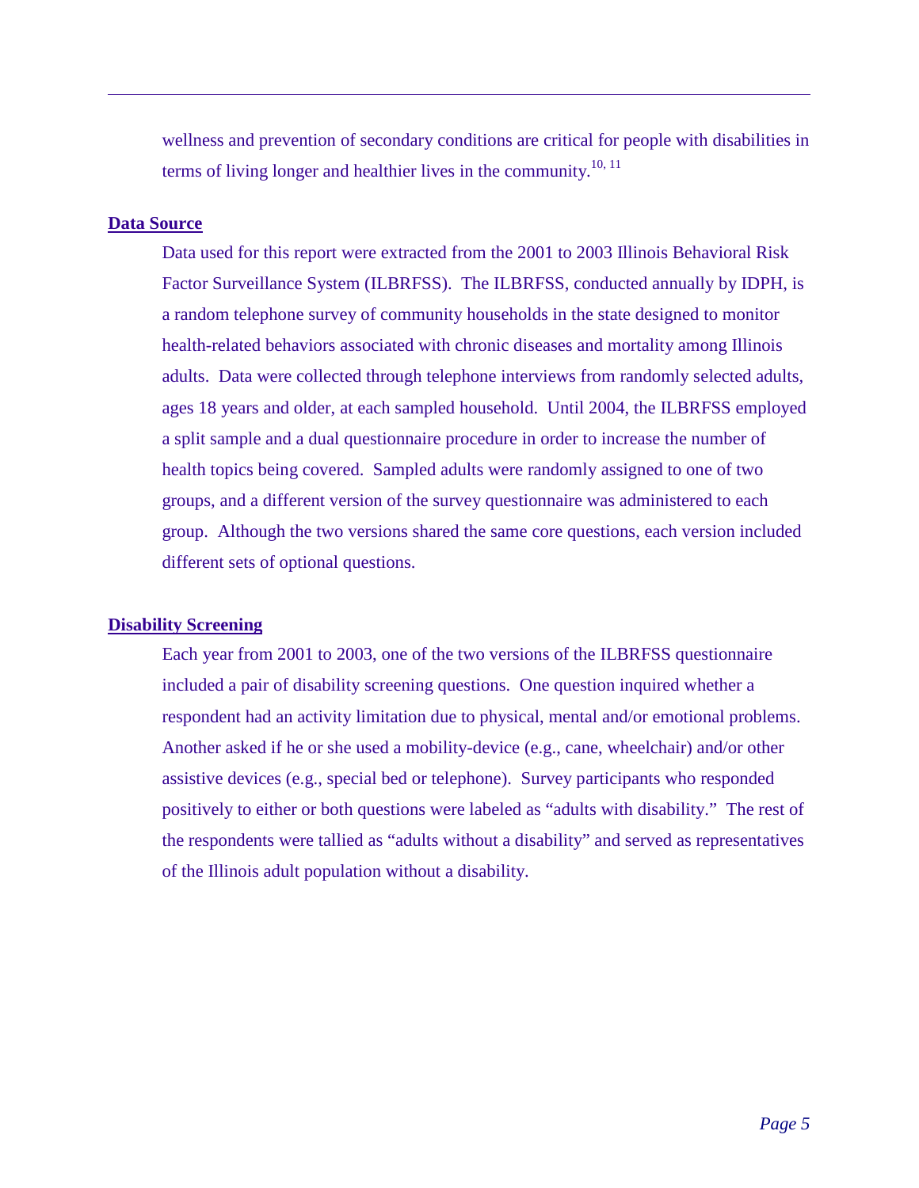wellness and prevention of secondary conditions are critical for people with disabilities in terms of living longer and healthier lives in the community.[10, 11]

## Data Source

Data used for this report were extracted from the 2001 to 2003 Illinois Behavioral Risk Factor Surveillance System (ILBRFSS). The ILBRFSS, conducted annually by IDPH, is a random telephone survey of community households in the state designed to monitor health-related behaviors associated with chronic diseases and mortality among Illinois adults. Data were collected through telephone interviews from randomly selected adults, ages 18 years and older, at each sampled household. Until 2004, the ILBRFSS employed a split sample and a dual questionnaire procedure in order to increase the number of health topics being covered. Sampled adults were randomly assigned to one of two groups, and a different version of the survey questionnaire was administered to each group. Although the two versions shared the same core questions, each version included different sets of optional questions.

## Disability Screening

Each year from 2001 to 2003, one of the two versions of the ILBRFSS questionnaire included a pair of disability screening questions. One question inquired whether a respondent had an activity limitation due to physical, mental and/or emotional problems. Another asked if he or she used a mobility-device (e.g., cane, wheelchair) and/or other assistive devices (e.g., special bed or telephone). Survey participants who responded positively to either or both questions were labeled as "adults with disability." The rest of the respondents were tallied as "adults without a disability" and served as representatives of the Illinois adult population without a disability.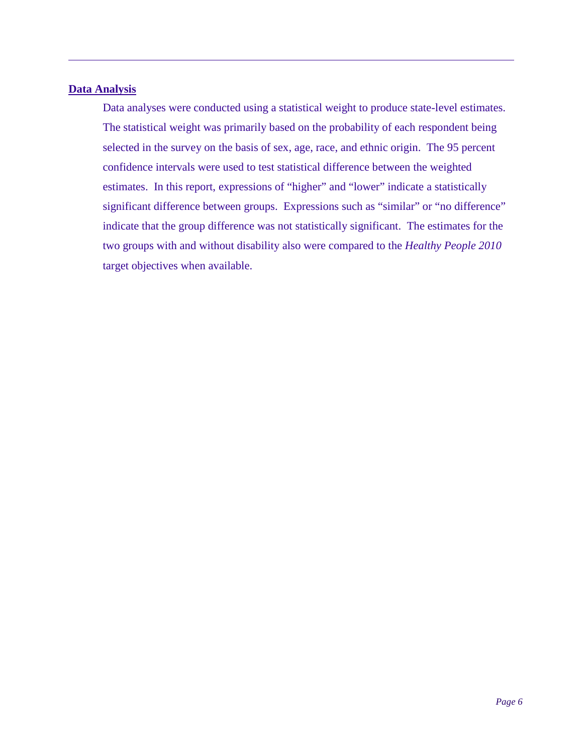## Data Analysis

Data analyses were conducted using a statistical weight to produce state-level estimates. The statistical weight was primarily based on the probability of each respondent being selected in the survey on the basis of sex, age, race, and ethnic origin. The 95 percent confidence intervals were used to test statistical difference between the weighted estimates. In this report, expressions of “higher” and “lower” indicate a statistically significant difference between groups. Expressions such as “similar” or “no difference” indicate that the group difference was not statistically significant. The estimates for the two groups with and without disability also were compared to the *Healthy People 2010* target objectives when available.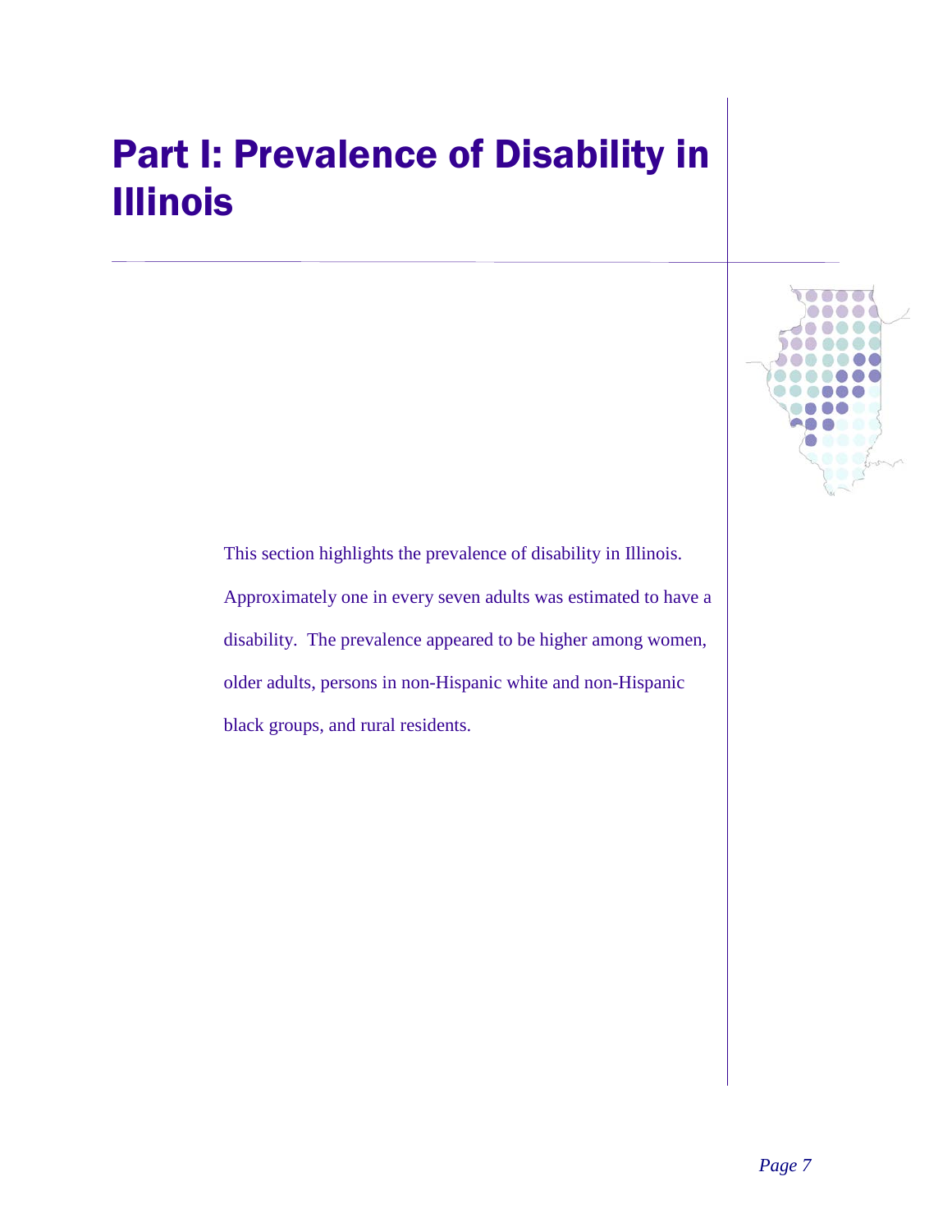# Part I: Prevalence of Disability in Illinois

This section highlights the prevalence of disability in Illinois. Approximately one in every seven adults was estimated to have a disability. The prevalence appeared to be higher among women, older adults, persons in non-Hispanic white and non-Hispanic black groups, and rural residents.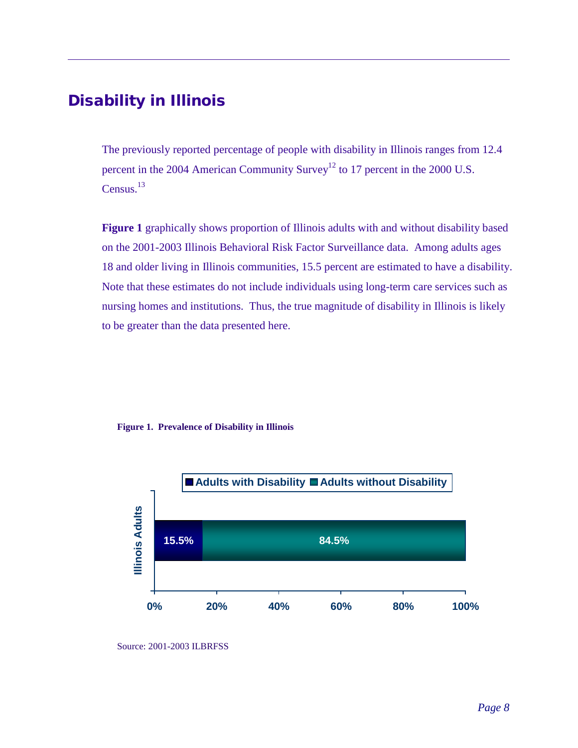# Disability in Illinois

The previously reported percentage of people with disability in Illinois ranges from 12.4 percent in the 2004 American Community Survey[12] to 17 percent in the 2000 U.S. Census.[13]

**Figure 1** graphically shows proportion of Illinois adults with and without disability based on the 2001-2003 Illinois Behavioral Risk Factor Surveillance data. Among adults ages 18 and older living in Illinois communities, 15.5 percent are estimated to have a disability. Note that these estimates do not include individuals using long-term care services such as nursing homes and institutions. Thus, the true magnitude of disability in Illinois is likely to be greater than the data presented here.

**Figure 1. Prevalence of Disability in Illinois**

| | Adults with Disability | Adults without Disability |
|---|---|---|
| Illinois Adults | 15.5% | 84.5% |

Source: 2001-2003 ILBRFSS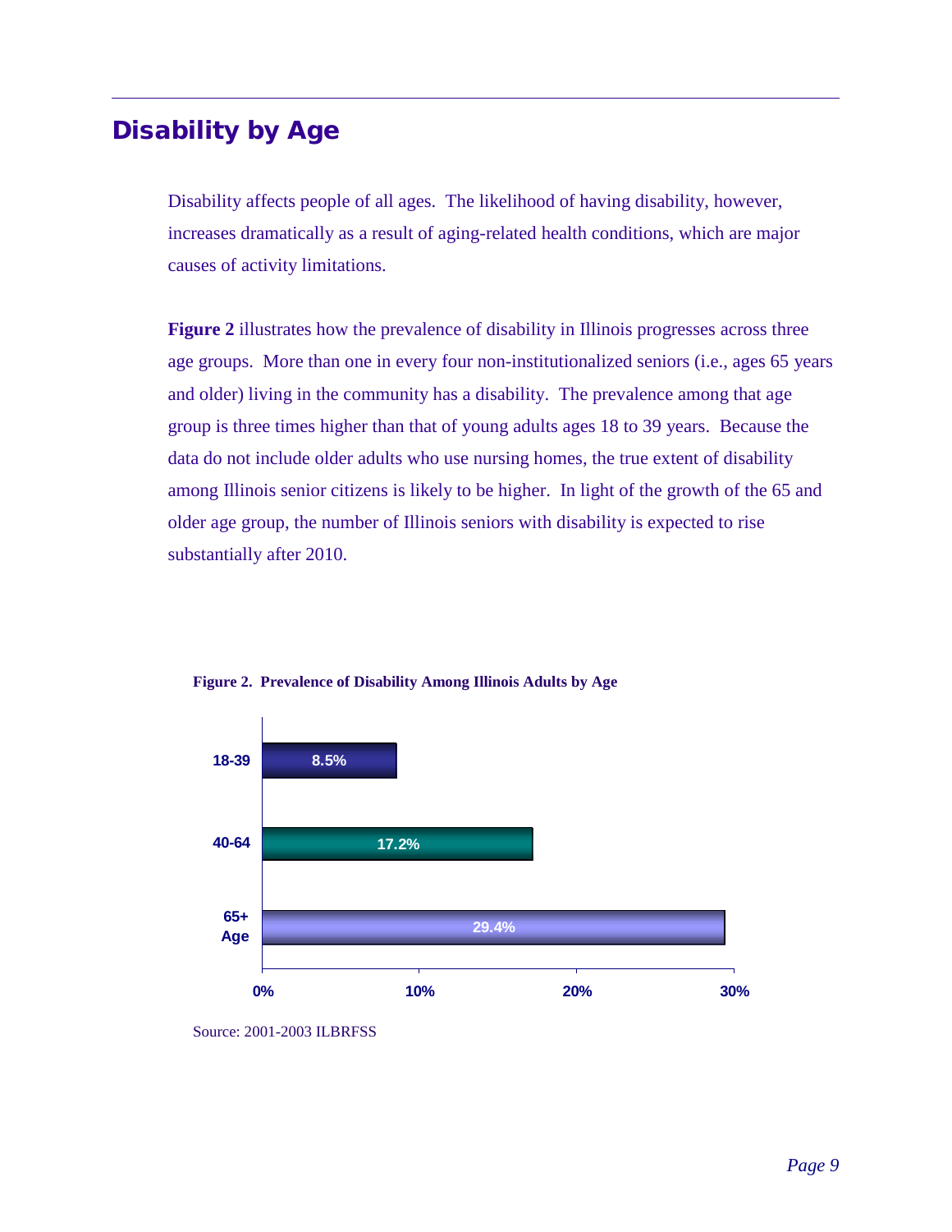## Disability by Age

Disability affects people of all ages. The likelihood of having disability, however, increases dramatically as a result of aging-related health conditions, which are major causes of activity limitations.

**Figure 2** illustrates how the prevalence of disability in Illinois progresses across three age groups. More than one in every four non-institutionalized seniors (i.e., ages 65 years and older) living in the community has a disability. The prevalence among that age group is three times higher than that of young adults ages 18 to 39 years. Because the data do not include older adults who use nursing homes, the true extent of disability among Illinois senior citizens is likely to be higher. In light of the growth of the 65 and older age group, the number of Illinois seniors with disability is expected to rise substantially after 2010.

**Figure 2. Prevalence of Disability Among Illinois Adults by Age**

| Age | Prevalence |
|---|---|
| 18-39 | 8.5% |
| 40-64 | 17.2% |
| 65+ | 29.4% |

Source: 2001-2003 ILBRFSS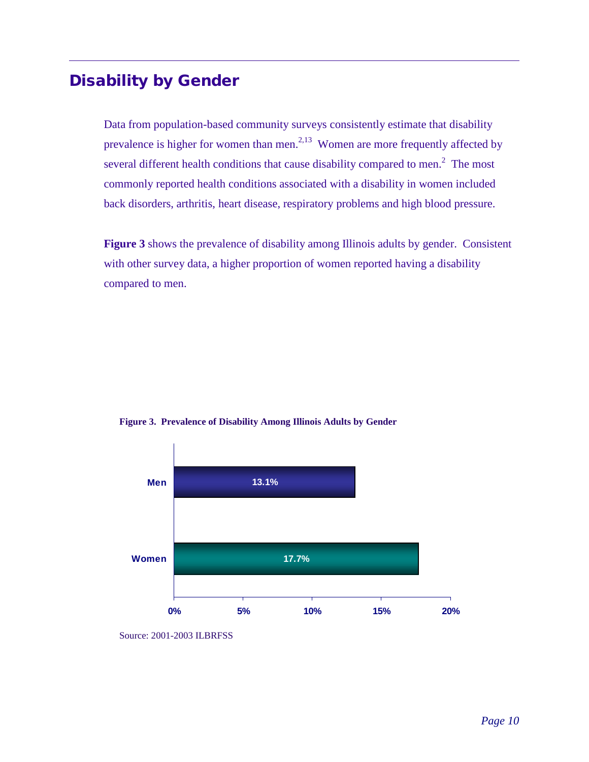# Disability by Gender

Data from population-based community surveys consistently estimate that disability prevalence is higher for women than men.[2,13] Women are more frequently affected by several different health conditions that cause disability compared to men.[2] The most commonly reported health conditions associated with a disability in women included back disorders, arthritis, heart disease, respiratory problems and high blood pressure.

**Figure 3** shows the prevalence of disability among Illinois adults by gender. Consistent with other survey data, a higher proportion of women reported having a disability compared to men.

**Figure 3. Prevalence of Disability Among Illinois Adults by Gender**

| Gender | Prevalence |
|---|---|
| Men | 13.1% |
| Women | 17.7% |

Source: 2001-2003 ILBRFSS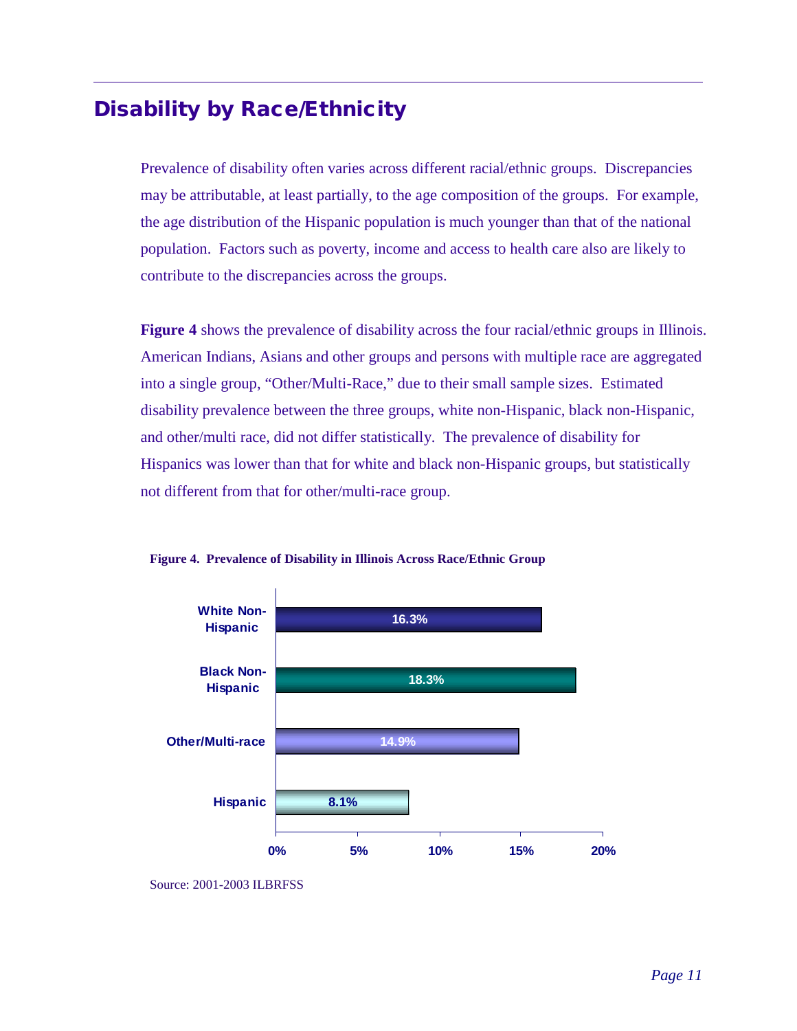## Disability by Race/Ethnicity

Prevalence of disability often varies across different racial/ethnic groups. Discrepancies may be attributable, at least partially, to the age composition of the groups. For example, the age distribution of the Hispanic population is much younger than that of the national population. Factors such as poverty, income and access to health care also are likely to contribute to the discrepancies across the groups.

**Figure 4** shows the prevalence of disability across the four racial/ethnic groups in Illinois. American Indians, Asians and other groups and persons with multiple race are aggregated into a single group, "Other/Multi-Race," due to their small sample sizes. Estimated disability prevalence between the three groups, white non-Hispanic, black non-Hispanic, and other/multi race, did not differ statistically. The prevalence of disability for Hispanics was lower than that for white and black non-Hispanic groups, but statistically not different from that for other/multi-race group.

**Figure 4. Prevalence of Disability in Illinois Across Race/Ethnic Group**

| Race/Ethnic Group | Prevalence |
|---|---|
| White Non-Hispanic | 16.3% |
| Black Non-Hispanic | 18.3% |
| Other/Multi-race | 14.9% |
| Hispanic | 8.1% |

Source: 2001-2003 ILBRFSS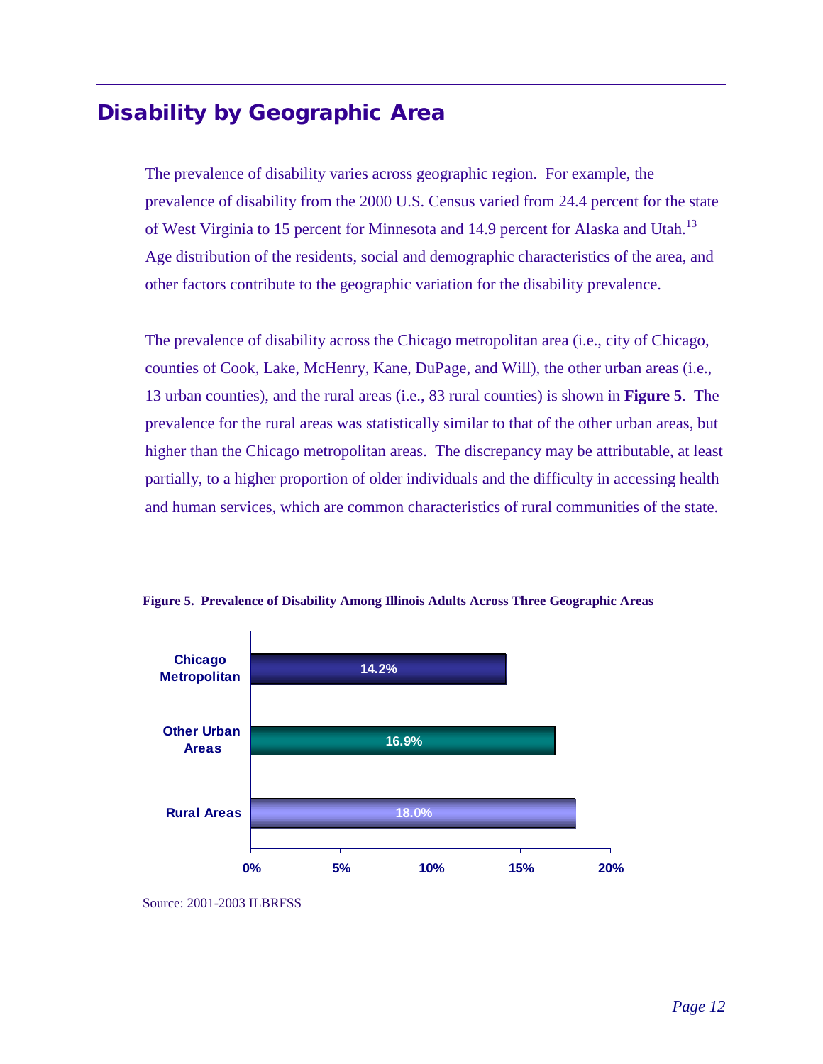## Disability by Geographic Area

The prevalence of disability varies across geographic region. For example, the prevalence of disability from the 2000 U.S. Census varied from 24.4 percent for the state of West Virginia to 15 percent for Minnesota and 14.9 percent for Alaska and Utah.[13] Age distribution of the residents, social and demographic characteristics of the area, and other factors contribute to the geographic variation for the disability prevalence.

The prevalence of disability across the Chicago metropolitan area (i.e., city of Chicago, counties of Cook, Lake, McHenry, Kane, DuPage, and Will), the other urban areas (i.e., 13 urban counties), and the rural areas (i.e., 83 rural counties) is shown in **Figure 5**. The prevalence for the rural areas was statistically similar to that of the other urban areas, but higher than the Chicago metropolitan areas. The discrepancy may be attributable, at least partially, to a higher proportion of older individuals and the difficulty in accessing health and human services, which are common characteristics of rural communities of the state.

**Figure 5. Prevalence of Disability Among Illinois Adults Across Three Geographic Areas**

| Geographic Area | Prevalence |
|---|---|
| Chicago Metropolitan | 14.2% |
| Other Urban Areas | 16.9% |
| Rural Areas | 18.0% |

Source: 2001-2003 ILBRFSS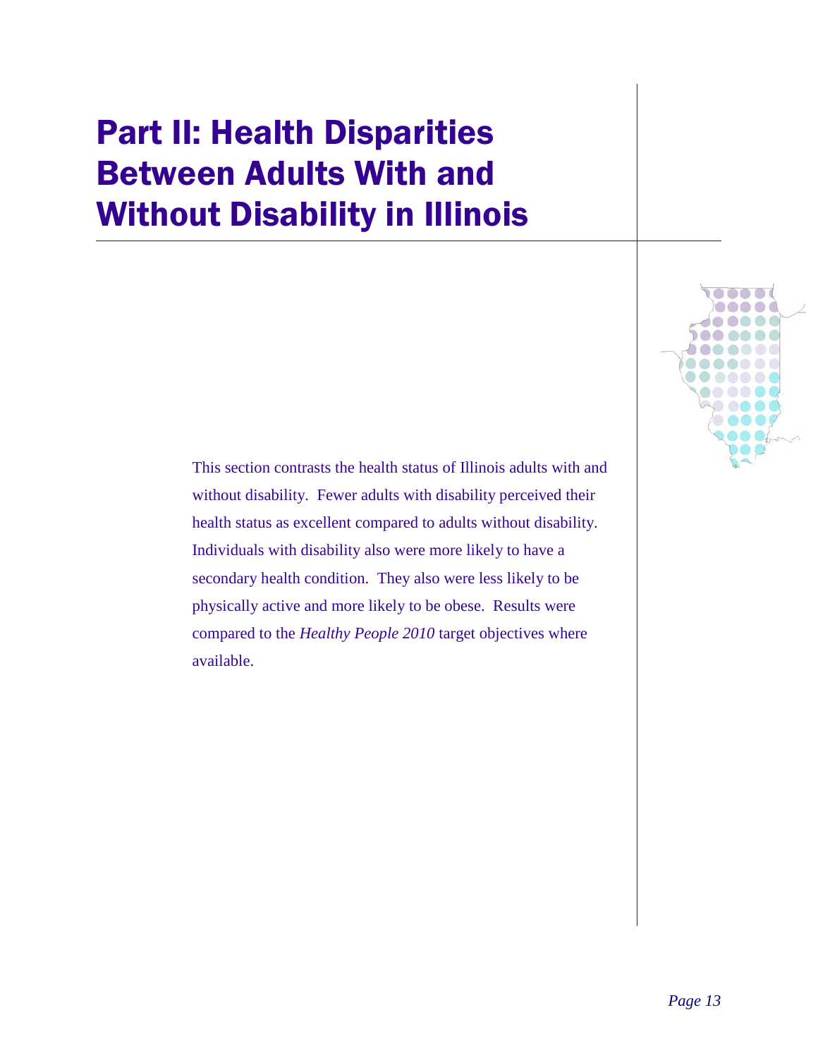# Part II: Health Disparities Between Adults With and Without Disability in Illinois

This section contrasts the health status of Illinois adults with and without disability. Fewer adults with disability perceived their health status as excellent compared to adults without disability. Individuals with disability also were more likely to have a secondary health condition. They also were less likely to be physically active and more likely to be obese. Results were compared to the *Healthy People 2010* target objectives where available.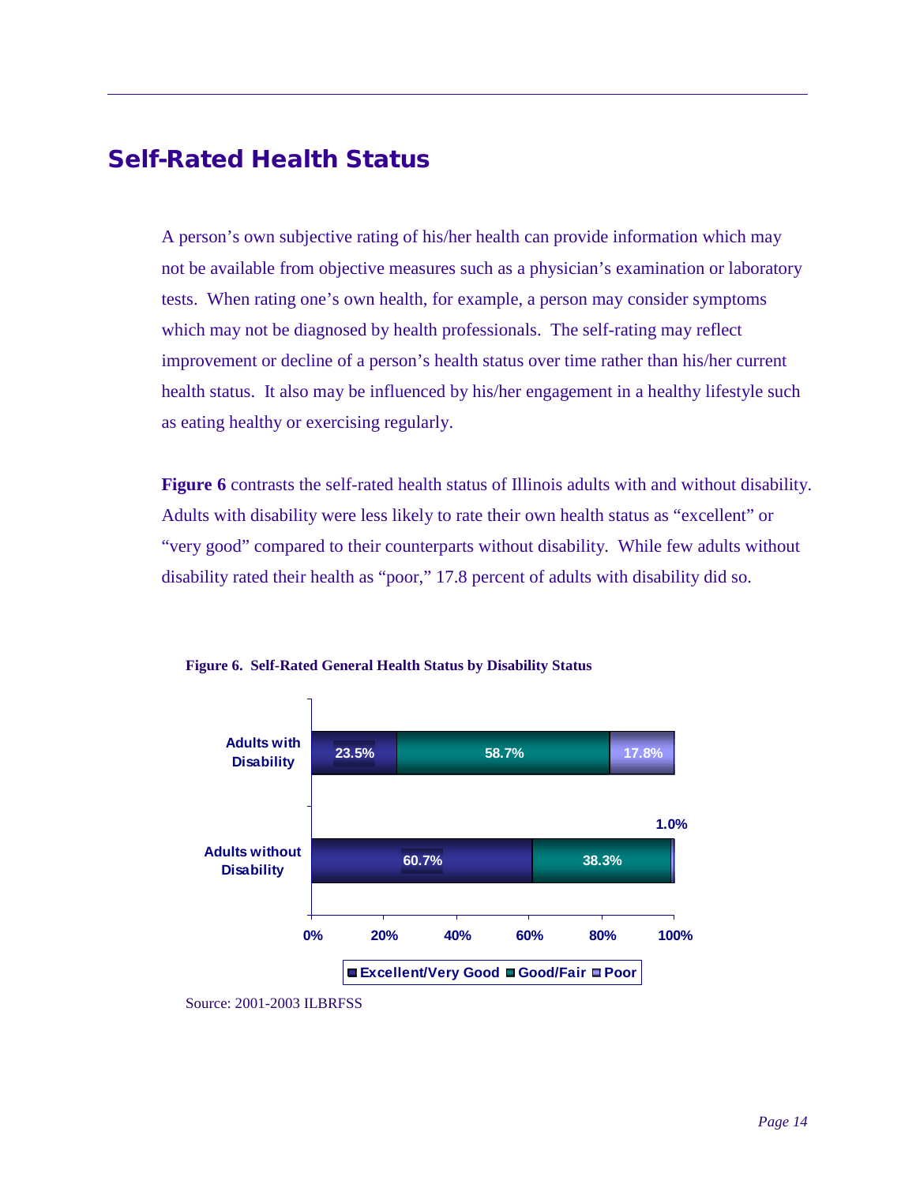## Self-Rated Health Status

A person's own subjective rating of his/her health can provide information which may not be available from objective measures such as a physician's examination or laboratory tests. When rating one's own health, for example, a person may consider symptoms which may not be diagnosed by health professionals. The self-rating may reflect improvement or decline of a person's health status over time rather than his/her current health status. It also may be influenced by his/her engagement in a healthy lifestyle such as eating healthy or exercising regularly.

**Figure 6** contrasts the self-rated health status of Illinois adults with and without disability. Adults with disability were less likely to rate their own health status as "excellent" or "very good" compared to their counterparts without disability. While few adults without disability rated their health as "poor," 17.8 percent of adults with disability did so.

**Figure 6. Self-Rated General Health Status by Disability Status**

| | Excellent/Very Good | Good/Fair | Poor |
|---|---|---|---|
| Adults with Disability | 23.5% | 58.7% | 17.8% |
| Adults without Disability | 60.7% | 38.3% | 1.0% |

Source: 2001-2003 ILBRFSS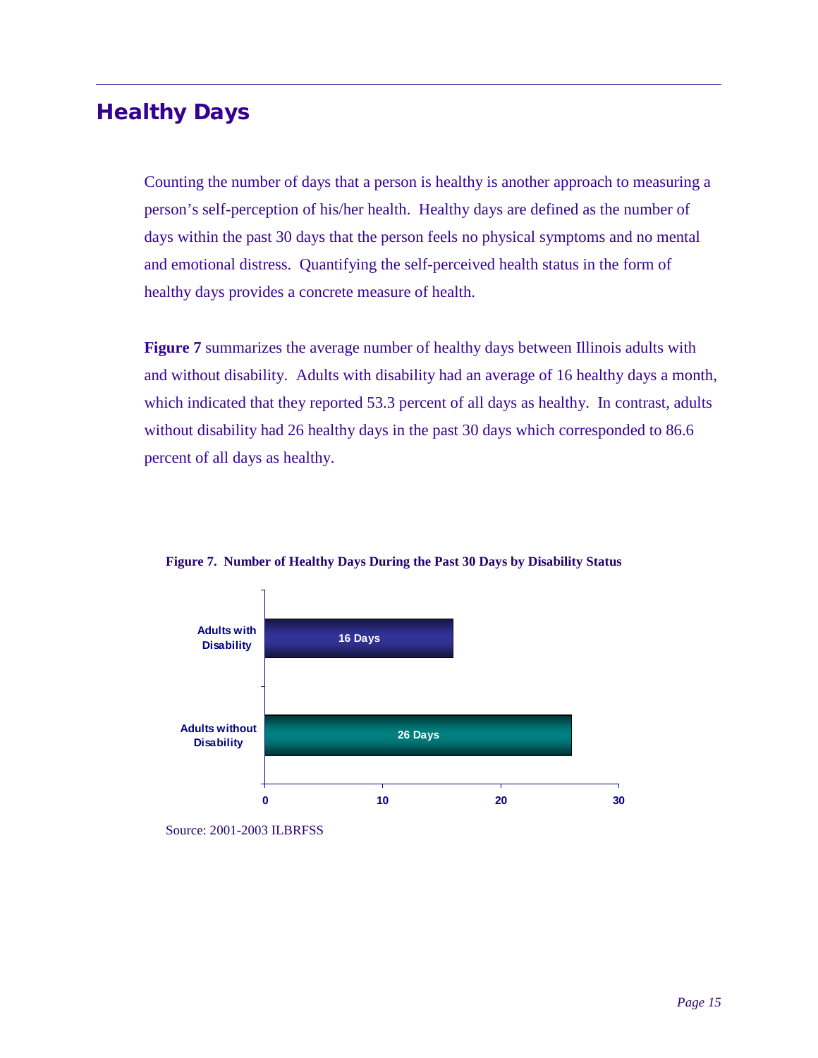## Healthy Days

Counting the number of days that a person is healthy is another approach to measuring a person's self-perception of his/her health. Healthy days are defined as the number of days within the past 30 days that the person feels no physical symptoms and no mental and emotional distress. Quantifying the self-perceived health status in the form of healthy days provides a concrete measure of health.

**Figure 7** summarizes the average number of healthy days between Illinois adults with and without disability. Adults with disability had an average of 16 healthy days a month, which indicated that they reported 53.3 percent of all days as healthy. In contrast, adults without disability had 26 healthy days in the past 30 days which corresponded to 86.6 percent of all days as healthy.

**Figure 7. Number of Healthy Days During the Past 30 Days by Disability Status**

| | Number of Healthy Days |
|---|---|
| Adults with Disability | 16 Days |
| Adults without Disability | 26 Days |

Source: 2001-2003 ILBRFSS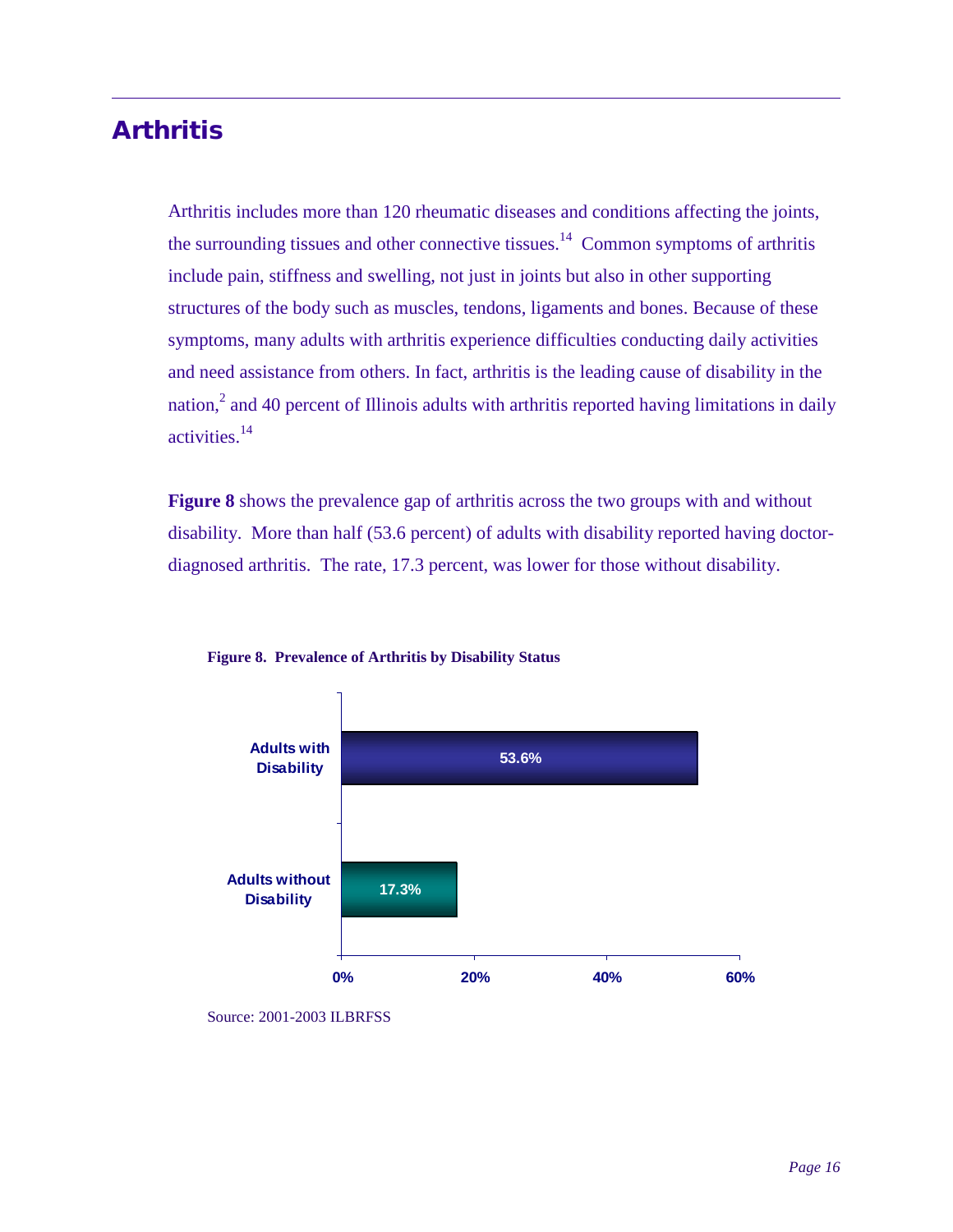## Arthritis

Arthritis includes more than 120 rheumatic diseases and conditions affecting the joints, the surrounding tissues and other connective tissues.[14] Common symptoms of arthritis include pain, stiffness and swelling, not just in joints but also in other supporting structures of the body such as muscles, tendons, ligaments and bones. Because of these symptoms, many adults with arthritis experience difficulties conducting daily activities and need assistance from others. In fact, arthritis is the leading cause of disability in the nation,[2] and 40 percent of Illinois adults with arthritis reported having limitations in daily activities.[14]

**Figure 8** shows the prevalence gap of arthritis across the two groups with and without disability. More than half (53.6 percent) of adults with disability reported having doctor-diagnosed arthritis. The rate, 17.3 percent, was lower for those without disability.

**Figure 8. Prevalence of Arthritis by Disability Status**

| | Prevalence |
|---|---|
| Adults with Disability | 53.6% |
| Adults without Disability | 17.3% |

Source: 2001-2003 ILBRFSS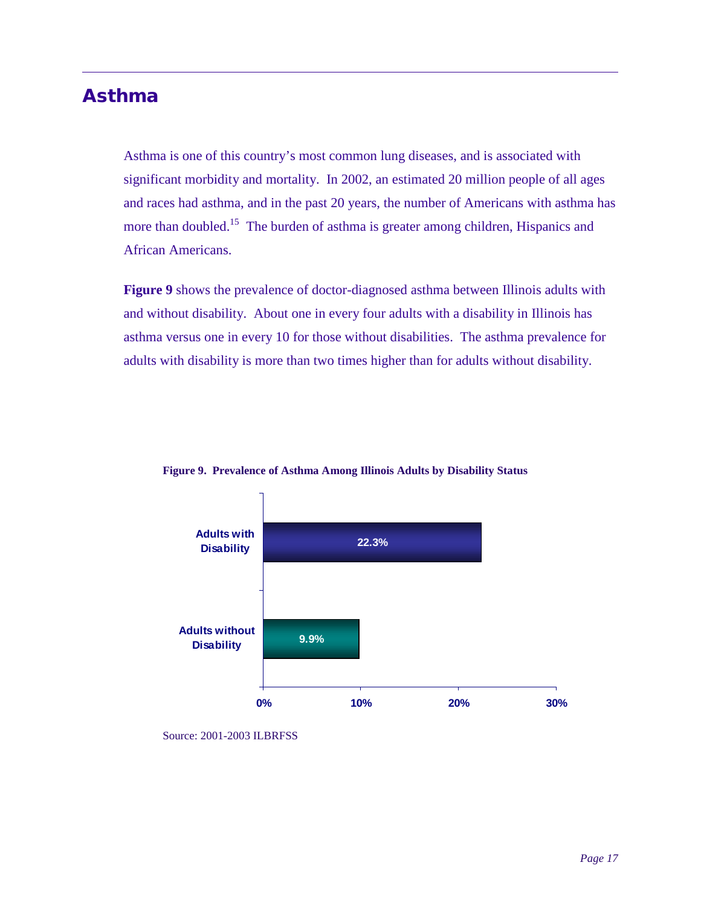## Asthma

Asthma is one of this country's most common lung diseases, and is associated with significant morbidity and mortality. In 2002, an estimated 20 million people of all ages and races had asthma, and in the past 20 years, the number of Americans with asthma has more than doubled.[15] The burden of asthma is greater among children, Hispanics and African Americans.

**Figure 9** shows the prevalence of doctor-diagnosed asthma between Illinois adults with and without disability. About one in every four adults with a disability in Illinois has asthma versus one in every 10 for those without disabilities. The asthma prevalence for adults with disability is more than two times higher than for adults without disability.

**Figure 9. Prevalence of Asthma Among Illinois Adults by Disability Status**

| Group | Prevalence |
|---|---|
| Adults with Disability | 22.3% |
| Adults without Disability | 9.9% |

Source: 2001-2003 ILBRFSS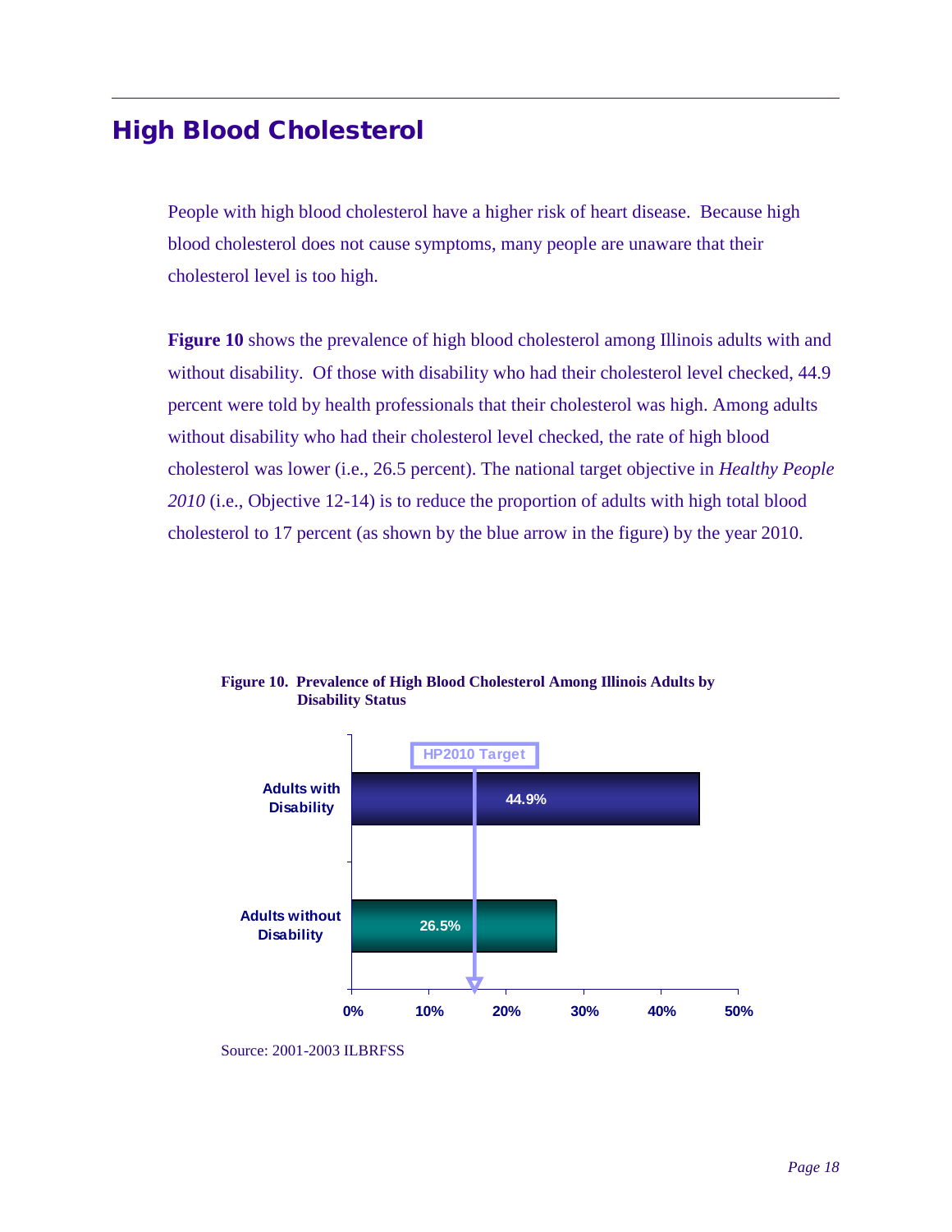## High Blood Cholesterol

People with high blood cholesterol have a higher risk of heart disease. Because high blood cholesterol does not cause symptoms, many people are unaware that their cholesterol level is too high.

**Figure 10** shows the prevalence of high blood cholesterol among Illinois adults with and without disability. Of those with disability who had their cholesterol level checked, 44.9 percent were told by health professionals that their cholesterol was high. Among adults without disability who had their cholesterol level checked, the rate of high blood cholesterol was lower (i.e., 26.5 percent). The national target objective in *Healthy People 2010* (i.e., Objective 12-14) is to reduce the proportion of adults with high total blood cholesterol to 17 percent (as shown by the blue arrow in the figure) by the year 2010.

**Figure 10. Prevalence of High Blood Cholesterol Among Illinois Adults by Disability Status**

| | Prevalence |
|---|---|
| Adults with Disability | 44.9% |
| Adults without Disability | 26.5% |

HP2010 Target

Source: 2001-2003 ILBRFSS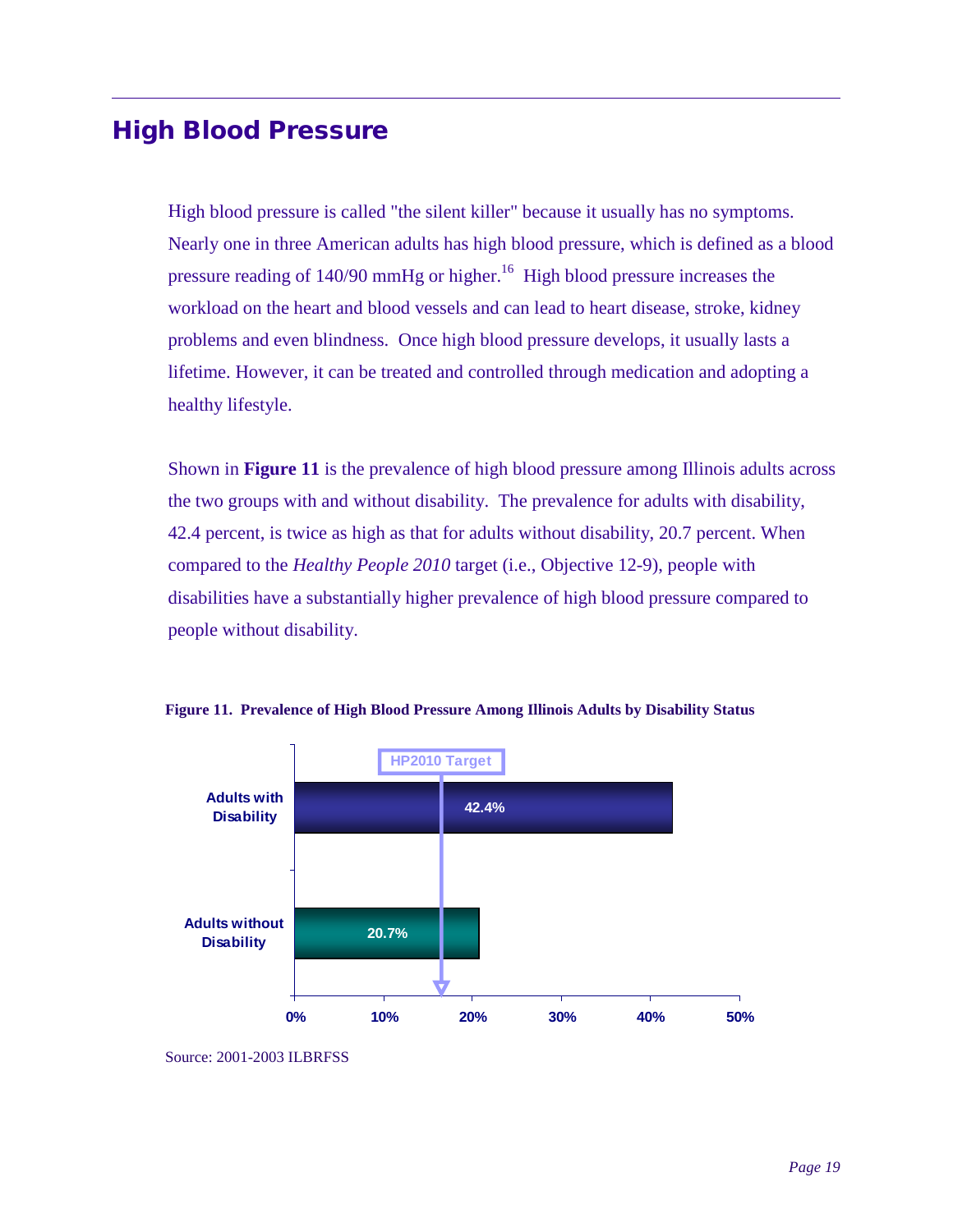# High Blood Pressure

High blood pressure is called "the silent killer" because it usually has no symptoms. Nearly one in three American adults has high blood pressure, which is defined as a blood pressure reading of 140/90 mmHg or higher.[16] High blood pressure increases the workload on the heart and blood vessels and can lead to heart disease, stroke, kidney problems and even blindness. Once high blood pressure develops, it usually lasts a lifetime. However, it can be treated and controlled through medication and adopting a healthy lifestyle.

Shown in **Figure 11** is the prevalence of high blood pressure among Illinois adults across the two groups with and without disability. The prevalence for adults with disability, 42.4 percent, is twice as high as that for adults without disability, 20.7 percent. When compared to the *Healthy People 2010* target (i.e., Objective 12-9), people with disabilities have a substantially higher prevalence of high blood pressure compared to people without disability.

**Figure 11. Prevalence of High Blood Pressure Among Illinois Adults by Disability Status**

| Group | Prevalence |
|---|---|
| Adults with Disability | 42.4% |
| Adults without Disability | 20.7% |

HP2010 Target

Source: 2001-2003 ILBRFSS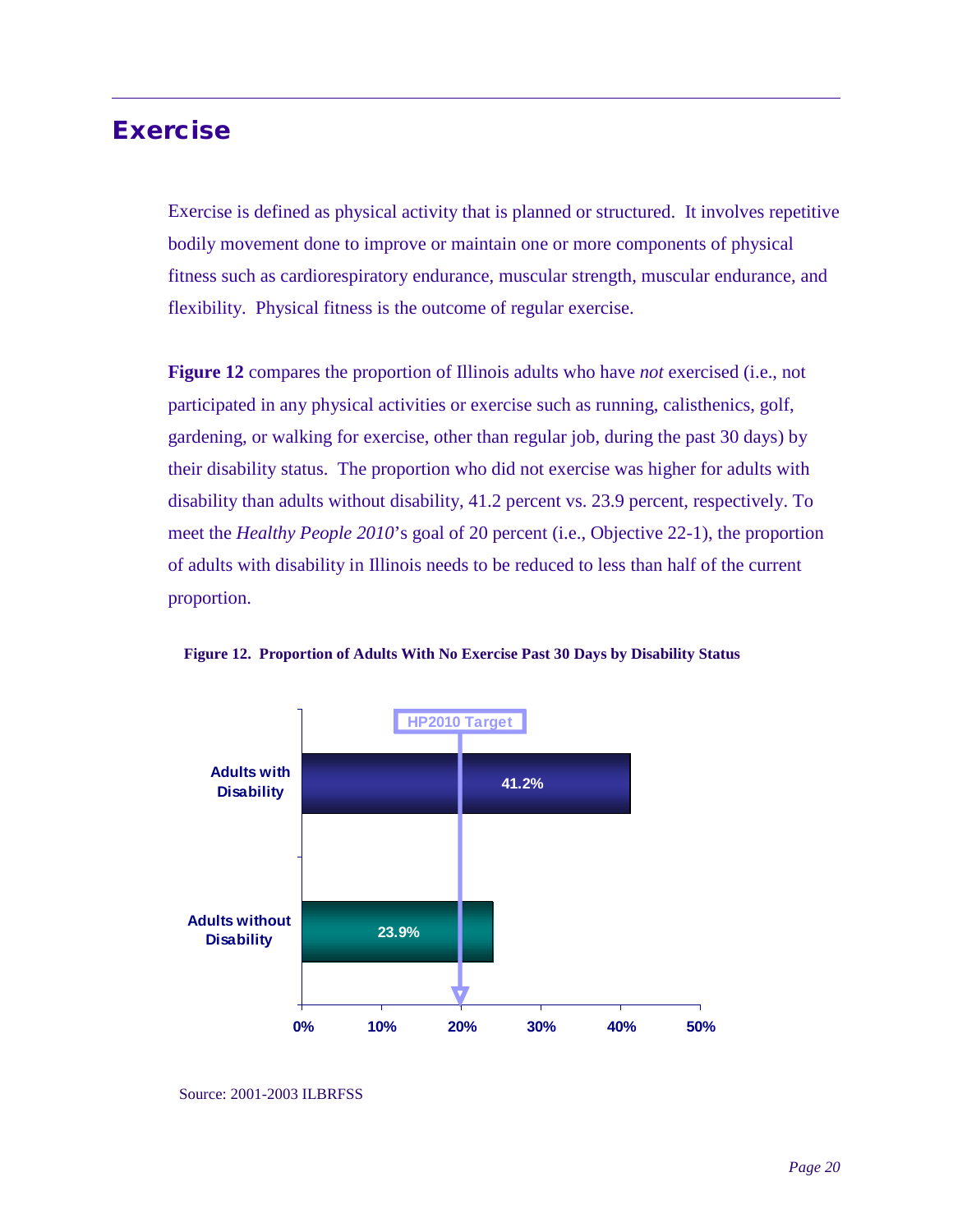# Exercise

Exercise is defined as physical activity that is planned or structured. It involves repetitive bodily movement done to improve or maintain one or more components of physical fitness such as cardiorespiratory endurance, muscular strength, muscular endurance, and flexibility. Physical fitness is the outcome of regular exercise.

**Figure 12** compares the proportion of Illinois adults who have *not* exercised (i.e., not participated in any physical activities or exercise such as running, calisthenics, golf, gardening, or walking for exercise, other than regular job, during the past 30 days) by their disability status. The proportion who did not exercise was higher for adults with disability than adults without disability, 41.2 percent vs. 23.9 percent, respectively. To meet the *Healthy People 2010*'s goal of 20 percent (i.e., Objective 22-1), the proportion of adults with disability in Illinois needs to be reduced to less than half of the current proportion.

**Figure 12. Proportion of Adults With No Exercise Past 30 Days by Disability Status**

| | Proportion |
| --- | --- |
| Adults with Disability | 41.2% |
| Adults without Disability | 23.9% |
| HP2010 Target | 20% |

Source: 2001-2003 ILBRFSS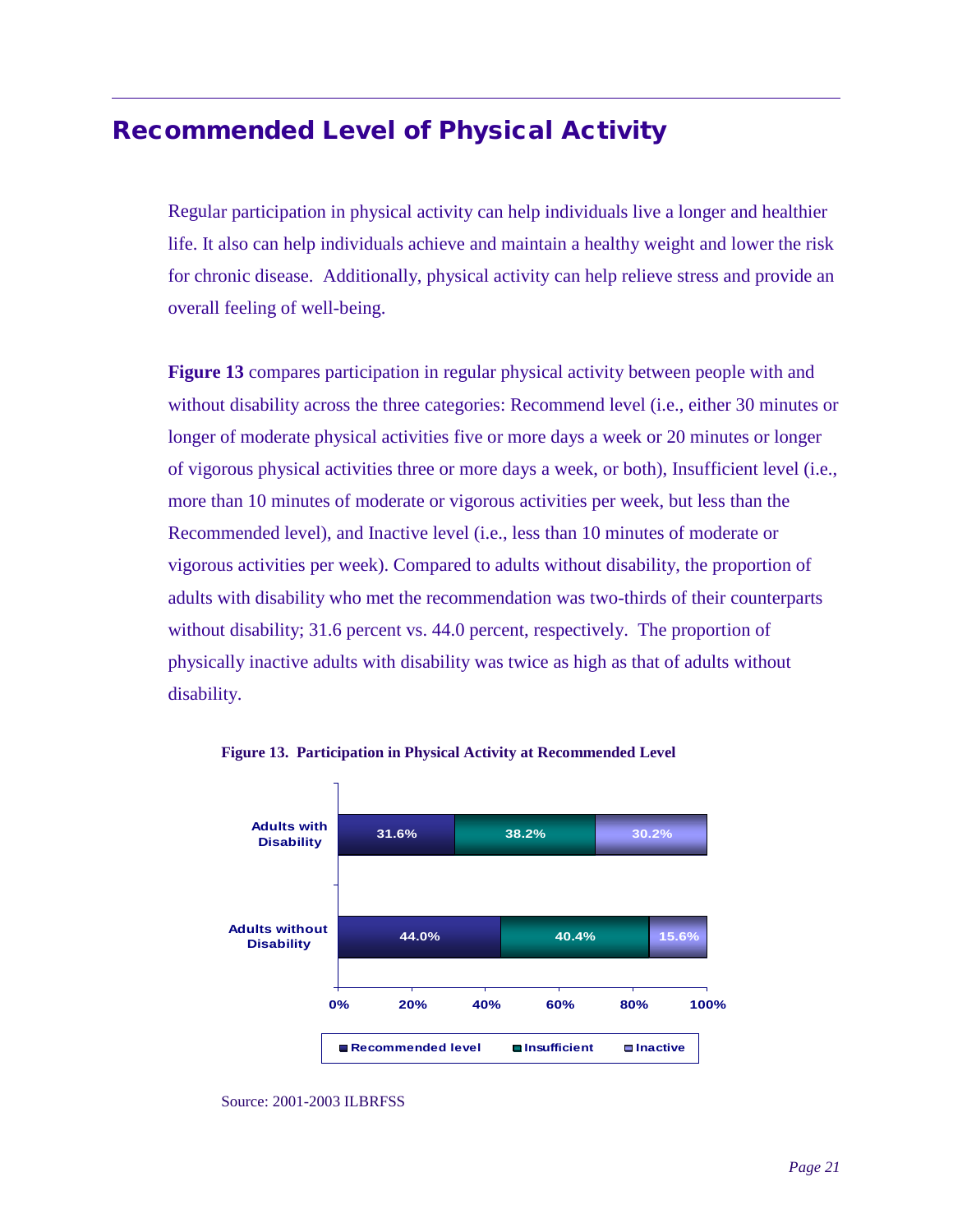## Recommended Level of Physical Activity

Regular participation in physical activity can help individuals live a longer and healthier life. It also can help individuals achieve and maintain a healthy weight and lower the risk for chronic disease. Additionally, physical activity can help relieve stress and provide an overall feeling of well-being.

**Figure 13** compares participation in regular physical activity between people with and without disability across the three categories: Recommend level (i.e., either 30 minutes or longer of moderate physical activities five or more days a week or 20 minutes or longer of vigorous physical activities three or more days a week, or both), Insufficient level (i.e., more than 10 minutes of moderate or vigorous activities per week, but less than the Recommended level), and Inactive level (i.e., less than 10 minutes of moderate or vigorous activities per week). Compared to adults without disability, the proportion of adults with disability who met the recommendation was two-thirds of their counterparts without disability; 31.6 percent vs. 44.0 percent, respectively. The proportion of physically inactive adults with disability was twice as high as that of adults without disability.

**Figure 13. Participation in Physical Activity at Recommended Level**

| | Recommended level | Insufficient | Inactive |
|---|---|---|---|
| Adults with Disability | 31.6% | 38.2% | 30.2% |
| Adults without Disability | 44.0% | 40.4% | 15.6% |

Source: 2001-2003 ILBRFSS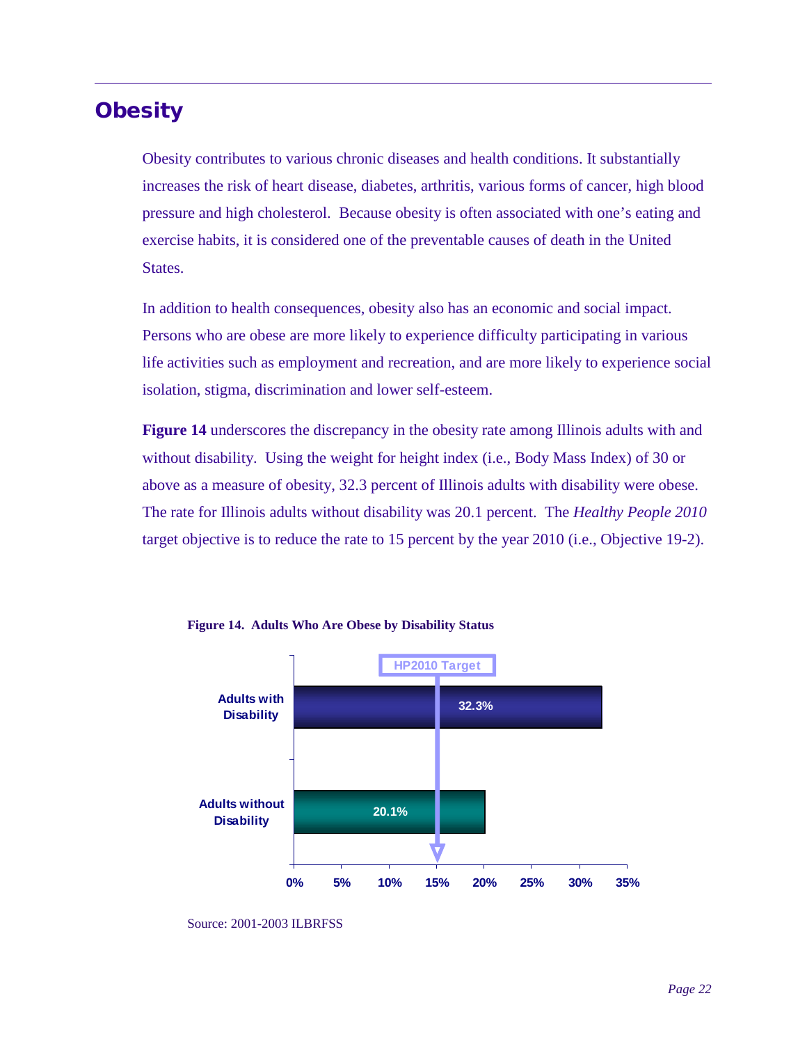# Obesity

Obesity contributes to various chronic diseases and health conditions. It substantially increases the risk of heart disease, diabetes, arthritis, various forms of cancer, high blood pressure and high cholesterol. Because obesity is often associated with one's eating and exercise habits, it is considered one of the preventable causes of death in the United States.

In addition to health consequences, obesity also has an economic and social impact. Persons who are obese are more likely to experience difficulty participating in various life activities such as employment and recreation, and are more likely to experience social isolation, stigma, discrimination and lower self-esteem.

**Figure 14** underscores the discrepancy in the obesity rate among Illinois adults with and without disability. Using the weight for height index (i.e., Body Mass Index) of 30 or above as a measure of obesity, 32.3 percent of Illinois adults with disability were obese. The rate for Illinois adults without disability was 20.1 percent. The *Healthy People 2010* target objective is to reduce the rate to 15 percent by the year 2010 (i.e., Objective 19-2).

**Figure 14. Adults Who Are Obese by Disability Status**

| Group | Percent Obese |
|---|---|
| Adults with Disability | 32.3% |
| Adults without Disability | 20.1% |
| HP2010 Target | 15% |

Source: 2001-2003 ILBRFSS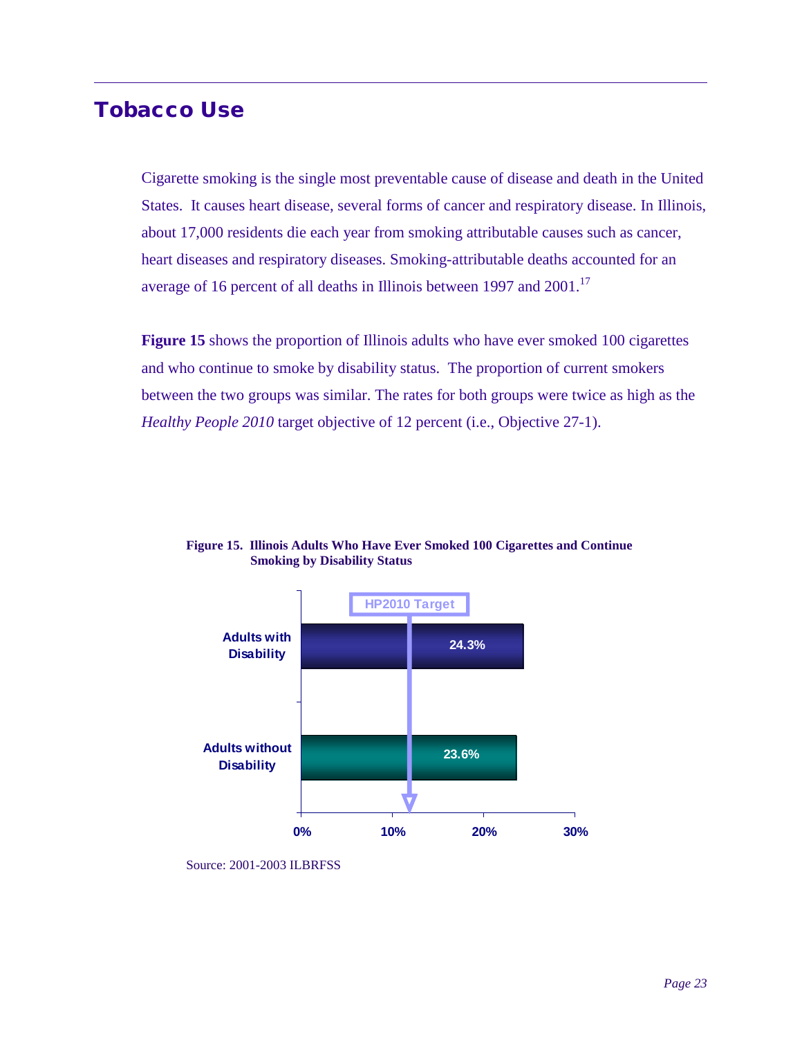## Tobacco Use

Cigarette smoking is the single most preventable cause of disease and death in the United States. It causes heart disease, several forms of cancer and respiratory disease. In Illinois, about 17,000 residents die each year from smoking attributable causes such as cancer, heart diseases and respiratory diseases. Smoking-attributable deaths accounted for an average of 16 percent of all deaths in Illinois between 1997 and 2001.[17]

**Figure 15** shows the proportion of Illinois adults who have ever smoked 100 cigarettes and who continue to smoke by disability status. The proportion of current smokers between the two groups was similar. The rates for both groups were twice as high as the *Healthy People 2010* target objective of 12 percent (i.e., Objective 27-1).

**Figure 15. Illinois Adults Who Have Ever Smoked 100 Cigarettes and Continue Smoking by Disability Status**

| | Percent |
|---|---|
| Adults with Disability | 24.3% |
| Adults without Disability | 23.6% |
| HP2010 Target | 12% |

Source: 2001-2003 ILBRFSS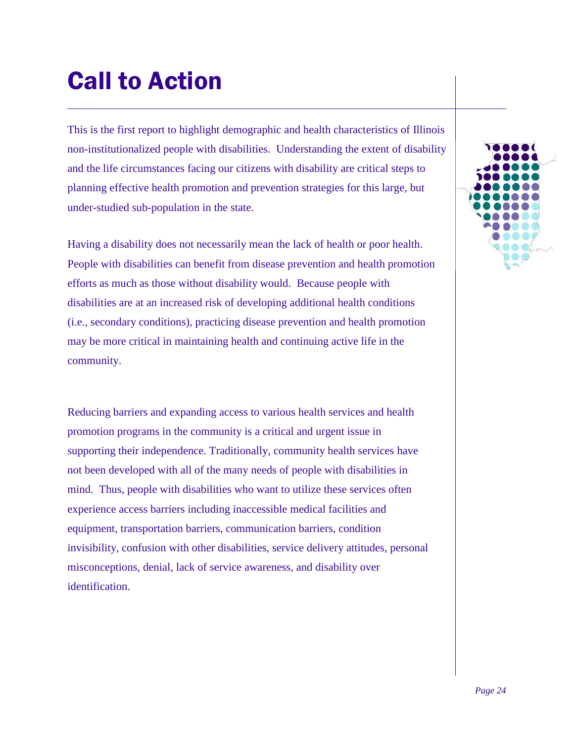# Call to Action

This is the first report to highlight demographic and health characteristics of Illinois non-institutionalized people with disabilities. Understanding the extent of disability and the life circumstances facing our citizens with disability are critical steps to planning effective health promotion and prevention strategies for this large, but under-studied sub-population in the state.

Having a disability does not necessarily mean the lack of health or poor health. People with disabilities can benefit from disease prevention and health promotion efforts as much as those without disability would. Because people with disabilities are at an increased risk of developing additional health conditions (i.e., secondary conditions), practicing disease prevention and health promotion may be more critical in maintaining health and continuing active life in the community.

Reducing barriers and expanding access to various health services and health promotion programs in the community is a critical and urgent issue in supporting their independence. Traditionally, community health services have not been developed with all of the many needs of people with disabilities in mind. Thus, people with disabilities who want to utilize these services often experience access barriers including inaccessible medical facilities and equipment, transportation barriers, communication barriers, condition invisibility, confusion with other disabilities, service delivery attitudes, personal misconceptions, denial, lack of service awareness, and disability over identification.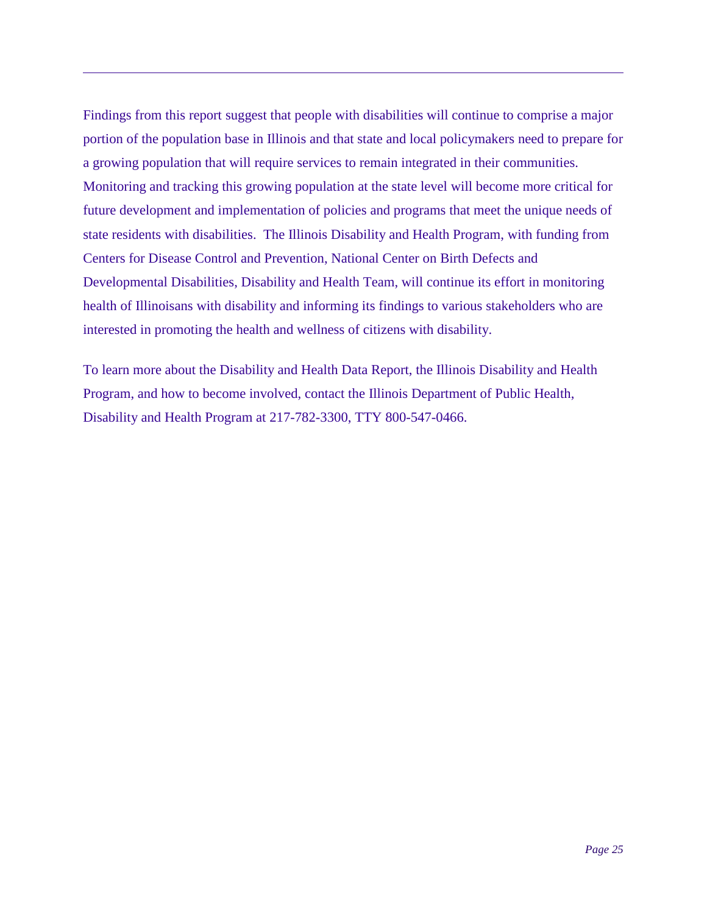Findings from this report suggest that people with disabilities will continue to comprise a major portion of the population base in Illinois and that state and local policymakers need to prepare for a growing population that will require services to remain integrated in their communities. Monitoring and tracking this growing population at the state level will become more critical for future development and implementation of policies and programs that meet the unique needs of state residents with disabilities. The Illinois Disability and Health Program, with funding from Centers for Disease Control and Prevention, National Center on Birth Defects and Developmental Disabilities, Disability and Health Team, will continue its effort in monitoring health of Illinoisans with disability and informing its findings to various stakeholders who are interested in promoting the health and wellness of citizens with disability.

To learn more about the Disability and Health Data Report, the Illinois Disability and Health Program, and how to become involved, contact the Illinois Department of Public Health, Disability and Health Program at 217-782-3300, TTY 800-547-0466.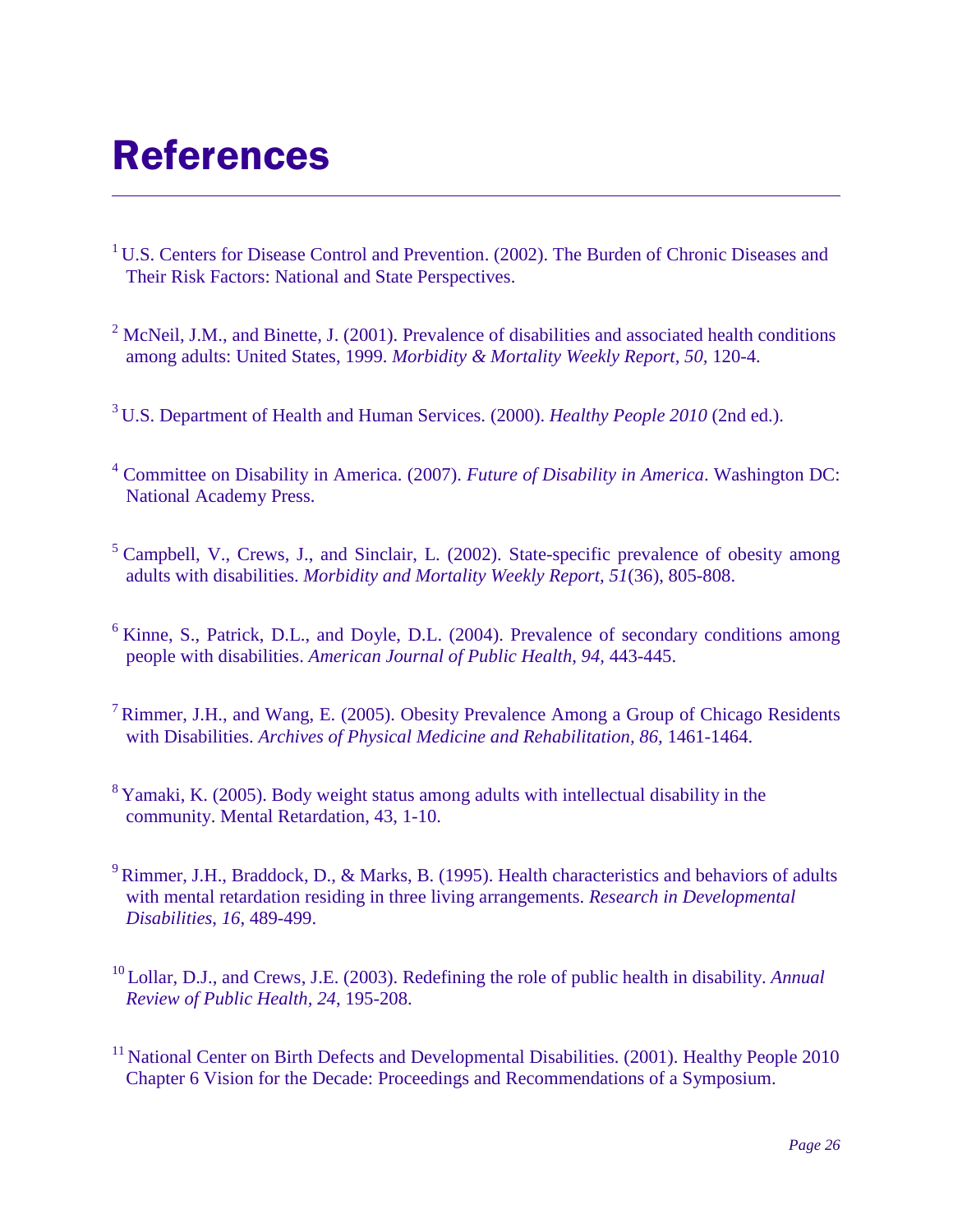# References

[1] U.S. Centers for Disease Control and Prevention. (2002). The Burden of Chronic Diseases and Their Risk Factors: National and State Perspectives.

[2] McNeil, J.M., and Binette, J. (2001). Prevalence of disabilities and associated health conditions among adults: United States, 1999. *Morbidity & Mortality Weekly Report, 50*, 120-4.

[3] U.S. Department of Health and Human Services. (2000). *Healthy People 2010* (2nd ed.).

[4] Committee on Disability in America. (2007). *Future of Disability in America*. Washington DC: National Academy Press.

[5] Campbell, V., Crews, J., and Sinclair, L. (2002). State-specific prevalence of obesity among adults with disabilities. *Morbidity and Mortality Weekly Report, 51*(36), 805-808.

[6] Kinne, S., Patrick, D.L., and Doyle, D.L. (2004). Prevalence of secondary conditions among people with disabilities. *American Journal of Public Health, 94,* 443-445.

[7] Rimmer, J.H., and Wang, E. (2005). Obesity Prevalence Among a Group of Chicago Residents with Disabilities. *Archives of Physical Medicine and Rehabilitation, 86,* 1461-1464.

[8] Yamaki, K. (2005). Body weight status among adults with intellectual disability in the community. Mental Retardation, 43, 1-10.

[9] Rimmer, J.H., Braddock, D., & Marks, B. (1995). Health characteristics and behaviors of adults with mental retardation residing in three living arrangements. *Research in Developmental Disabilities, 16*, 489-499.

[10] Lollar, D.J., and Crews, J.E. (2003). Redefining the role of public health in disability. *Annual Review of Public Health, 24*, 195-208.

[11] National Center on Birth Defects and Developmental Disabilities. (2001). Healthy People 2010 Chapter 6 Vision for the Decade: Proceedings and Recommendations of a Symposium.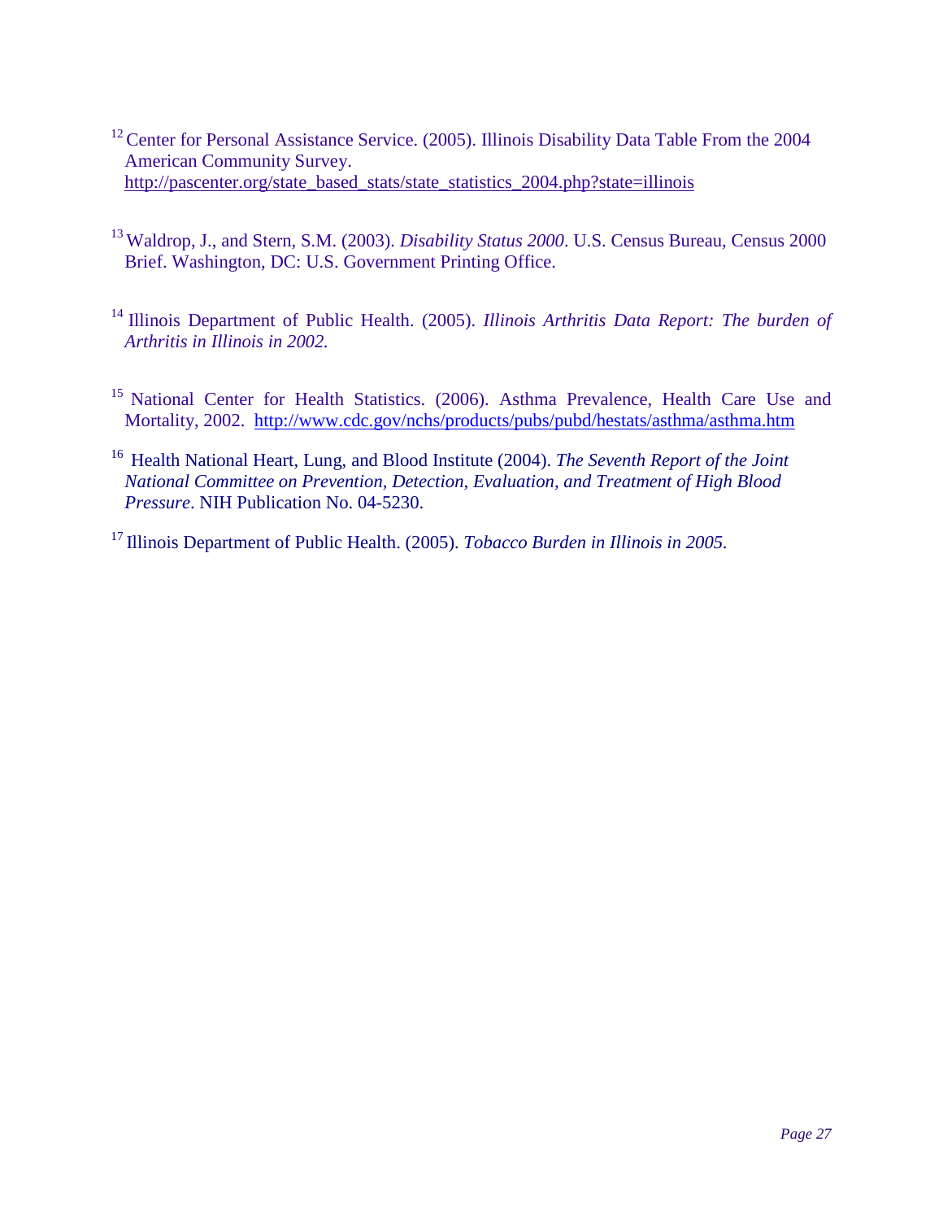[12] Center for Personal Assistance Service. (2005). Illinois Disability Data Table From the 2004 American Community Survey. http://pascenter.org/state_based_stats/state_statistics_2004.php?state=illinois

[13] Waldrop, J., and Stern, S.M. (2003). *Disability Status 2000*. U.S. Census Bureau, Census 2000 Brief. Washington, DC: U.S. Government Printing Office.

[14] Illinois Department of Public Health. (2005). *Illinois Arthritis Data Report: The burden of Arthritis in Illinois in 2002.*

[15] National Center for Health Statistics. (2006). Asthma Prevalence, Health Care Use and Mortality, 2002. http://www.cdc.gov/nchs/products/pubs/pubd/hestats/asthma/asthma.htm

[16] Health National Heart, Lung, and Blood Institute (2004). *The Seventh Report of the Joint National Committee on Prevention, Detection, Evaluation, and Treatment of High Blood Pressure*. NIH Publication No. 04-5230.

[17] Illinois Department of Public Health. (2005). *Tobacco Burden in Illinois in 2005.*